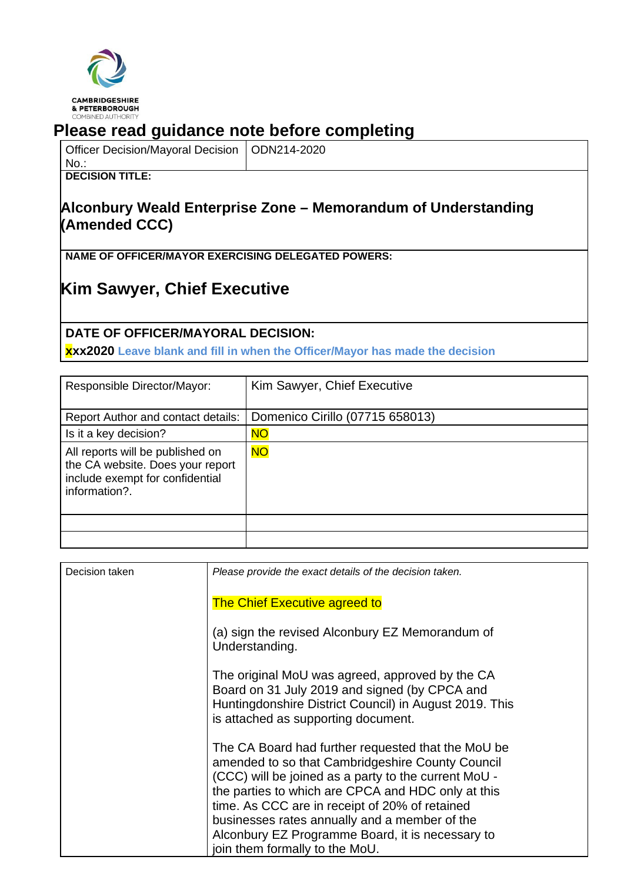CAMBRIDGESHIRE & PETERBOROUGH COMBINED AUTHORITY

# Please read guidance note before completing

| Officer Decision/Mayoral Decision No.: | ODN214-2020 |
|---|---|

**DECISION TITLE:**

## Alconbury Weald Enterprise Zone – Memorandum of Understanding (Amended CCC)

**NAME OF OFFICER/MAYOR EXERCISING DELEGATED POWERS:**

## Kim Sawyer, Chief Executive

**DATE OF OFFICER/MAYORAL DECISION:**

**xxx2020** **Leave blank and fill in when the Officer/Mayor has made the decision**

| Responsible Director/Mayor: | Kim Sawyer, Chief Executive |
|---|---|
| Report Author and contact details: | Domenico Cirillo (07715 658013) |
| Is it a key decision? | NO |
| All reports will be published on the CA website. Does your report include exempt for confidential information?. | NO |
| | |
| | |

| Decision taken | *Please provide the exact details of the decision taken.*<br><br>The Chief Executive agreed to<br><br>(a) sign the revised Alconbury EZ Memorandum of Understanding.<br><br>The original MoU was agreed, approved by the CA Board on 31 July 2019 and signed (by CPCA and Huntingdonshire District Council) in August 2019. This is attached as supporting document.<br><br>The CA Board had further requested that the MoU be amended to so that Cambridgeshire County Council (CCC) will be joined as a party to the current MoU - the parties to which are CPCA and HDC only at this time. As CCC are in receipt of 20% of retained businesses rates annually and a member of the Alconbury EZ Programme Board, it is necessary to join them formally to the MoU. |
|---|---|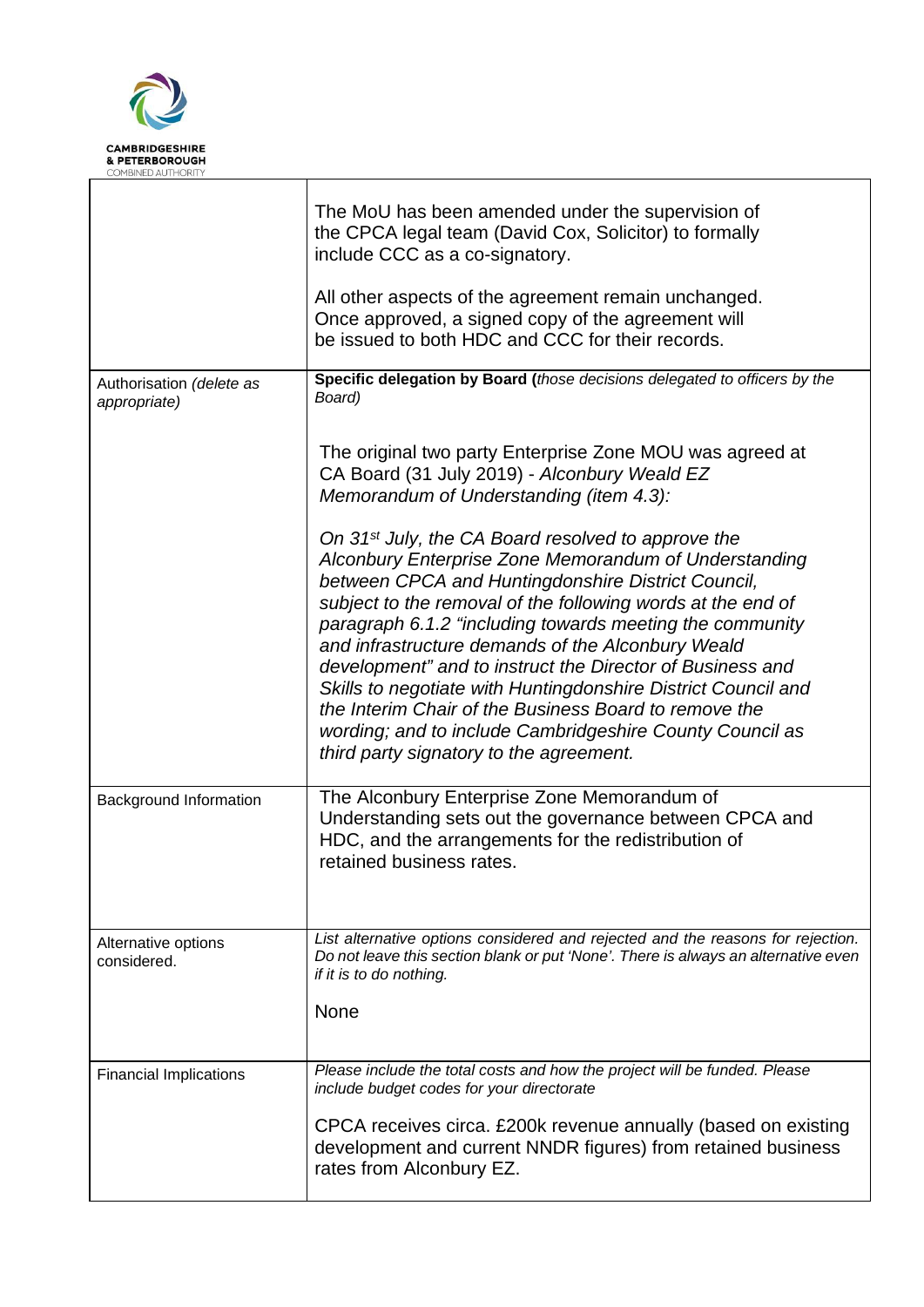| | |
|---|---|
| | The MoU has been amended under the supervision of the CPCA legal team (David Cox, Solicitor) to formally include CCC as a co-signatory.<br><br>All other aspects of the agreement remain unchanged. Once approved, a signed copy of the agreement will be issued to both HDC and CCC for their records. |
| Authorisation *(delete as appropriate)* | **Specific delegation by Board (***those decisions delegated to officers by the Board)*<br><br>The original two party Enterprise Zone MOU was agreed at CA Board (31 July 2019) - *Alconbury Weald EZ Memorandum of Understanding (item 4.3):*<br><br>*On 31st July, the CA Board resolved to approve the Alconbury Enterprise Zone Memorandum of Understanding between CPCA and Huntingdonshire District Council, subject to the removal of the following words at the end of paragraph 6.1.2 "including towards meeting the community and infrastructure demands of the Alconbury Weald development" and to instruct the Director of Business and Skills to negotiate with Huntingdonshire District Council and the Interim Chair of the Business Board to remove the wording; and to include Cambridgeshire County Council as third party signatory to the agreement.* |
| Background Information | The Alconbury Enterprise Zone Memorandum of Understanding sets out the governance between CPCA and HDC, and the arrangements for the redistribution of retained business rates. |
| Alternative options considered. | *List alternative options considered and rejected and the reasons for rejection. Do not leave this section blank or put 'None'. There is always an alternative even if it is to do nothing.*<br><br>None |
| Financial Implications | *Please include the total costs and how the project will be funded. Please include budget codes for your directorate*<br><br>CPCA receives circa. £200k revenue annually (based on existing development and current NNDR figures) from retained business rates from Alconbury EZ. |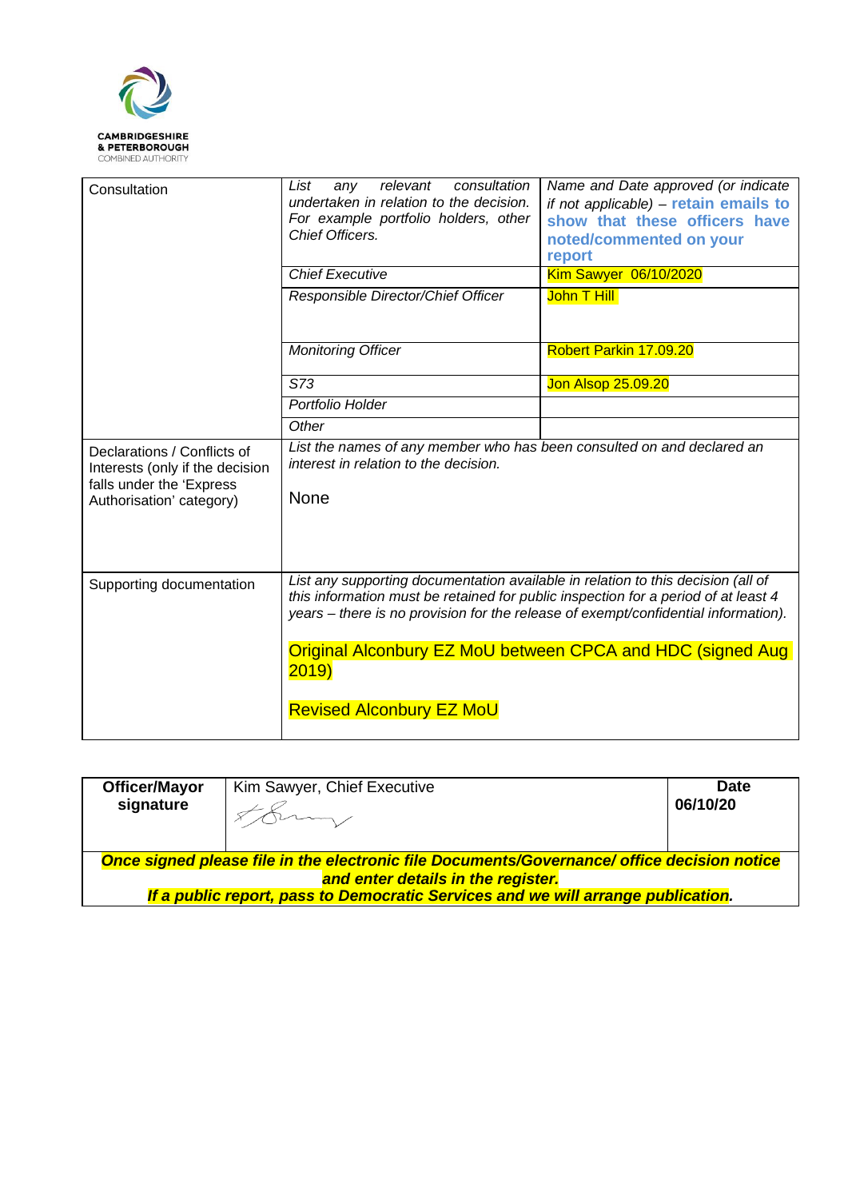CAMBRIDGESHIRE & PETERBOROUGH COMBINED AUTHORITY

| | | |
|---|---|---|
| Consultation | *List any relevant consultation undertaken in relation to the decision. For example portfolio holders, other Chief Officers.* | *Name and Date approved (or indicate if not applicable)* – **retain emails to show that these officers have noted/commented on your report** |
| | *Chief Executive* | Kim Sawyer 06/10/2020 |
| | *Responsible Director/Chief Officer* | John T Hill |
| | *Monitoring Officer* | Robert Parkin 17.09.20 |
| | *S73* | Jon Alsop 25.09.20 |
| | *Portfolio Holder* | |
| | *Other* | |
| Declarations / Conflicts of Interests (only if the decision falls under the 'Express Authorisation' category) | *List the names of any member who has been consulted on and declared an interest in relation to the decision.*<br><br>None | |
| Supporting documentation | *List any supporting documentation available in relation to this decision (all of this information must be retained for public inspection for a period of at least 4 years – there is no provision for the release of exempt/confidential information).*<br><br>Original Alconbury EZ MoU between CPCA and HDC (signed Aug 2019)<br><br>Revised Alconbury EZ MoU | |

| | | |
|---|---|---|
| **Officer/Mayor signature** | Kim Sawyer, Chief Executive | **Date** 06/10/20 |

***Once signed please file in the electronic file Documents/Governance/ office decision notice and enter details in the register.***
***If a public report, pass to Democratic Services and we will arrange publication.***